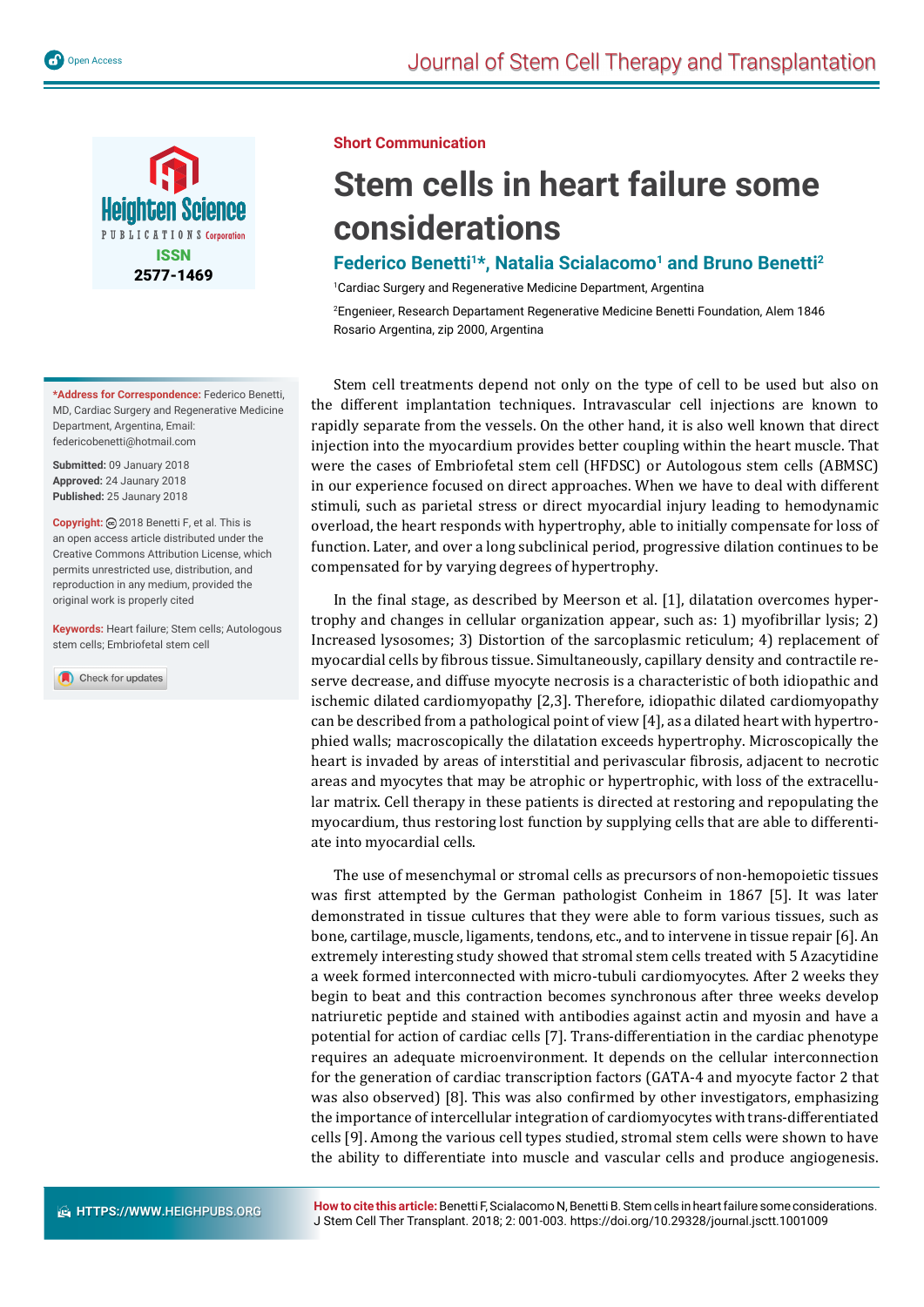Short Communication

# Stem cells in heart failure some considerations

**Federico Benetti[1]*, Natalia Scialacomo[1] and Bruno Benetti[2]**

[1]Cardiac Surgery and Regenerative Medicine Department, Argentina

[2]Engenieer, Research Departament Regenerative Medicine Benetti Foundation, Alem 1846 Rosario Argentina, zip 2000, Argentina

**\*Address for Correspondence:** Federico Benetti, MD, Cardiac Surgery and Regenerative Medicine Department, Argentina, Email: federicobenetti@hotmail.com

**Submitted:** 09 January 2018
**Approved:** 24 Jaunary 2018
**Published:** 25 Jaunary 2018

**Copyright:** © 2018 Benetti F, et al. This is an open access article distributed under the Creative Commons Attribution License, which permits unrestricted use, distribution, and reproduction in any medium, provided the original work is properly cited

**Keywords:** Heart failure; Stem cells; Autologous stem cells; Embriofetal stem cell

Stem cell treatments depend not only on the type of cell to be used but also on the different implantation techniques. Intravascular cell injections are known to rapidly separate from the vessels. On the other hand, it is also well known that direct injection into the myocardium provides better coupling within the heart muscle. That were the cases of Embriofetal stem cell (HFDSC) or Autologous stem cells (ABMSC) in our experience focused on direct approaches. When we have to deal with different stimuli, such as parietal stress or direct myocardial injury leading to hemodynamic overload, the heart responds with hypertrophy, able to initially compensate for loss of function. Later, and over a long subclinical period, progressive dilation continues to be compensated for by varying degrees of hypertrophy.

In the final stage, as described by Meerson et al. [1], dilatation overcomes hypertrophy and changes in cellular organization appear, such as: 1) myofibrillar lysis; 2) Increased lysosomes; 3) Distortion of the sarcoplasmic reticulum; 4) replacement of myocardial cells by fibrous tissue. Simultaneously, capillary density and contractile reserve decrease, and diffuse myocyte necrosis is a characteristic of both idiopathic and ischemic dilated cardiomyopathy [2,3]. Therefore, idiopathic dilated cardiomyopathy can be described from a pathological point of view [4], as a dilated heart with hypertrophied walls; macroscopically the dilatation exceeds hypertrophy. Microscopically the heart is invaded by areas of interstitial and perivascular fibrosis, adjacent to necrotic areas and myocytes that may be atrophic or hypertrophic, with loss of the extracellular matrix. Cell therapy in these patients is directed at restoring and repopulating the myocardium, thus restoring lost function by supplying cells that are able to differentiate into myocardial cells.

The use of mesenchymal or stromal cells as precursors of non-hemopoietic tissues was first attempted by the German pathologist Conheim in 1867 [5]. It was later demonstrated in tissue cultures that they were able to form various tissues, such as bone, cartilage, muscle, ligaments, tendons, etc., and to intervene in tissue repair [6]. An extremely interesting study showed that stromal stem cells treated with 5 Azacytidine a week formed interconnected with micro-tubuli cardiomyocytes. After 2 weeks they begin to beat and this contraction becomes synchronous after three weeks develop natriuretic peptide and stained with antibodies against actin and myosin and have a potential for action of cardiac cells [7]. Trans-differentiation in the cardiac phenotype requires an adequate microenvironment. It depends on the cellular interconnection for the generation of cardiac transcription factors (GATA-4 and myocyte factor 2 that was also observed) [8]. This was also confirmed by other investigators, emphasizing the importance of intercellular integration of cardiomyocytes with trans-differentiated cells [9]. Among the various cell types studied, stromal stem cells were shown to have the ability to differentiate into muscle and vascular cells and produce angiogenesis.

**How to cite this article:** Benetti F, Scialacomo N, Benetti B. Stem cells in heart failure some considerations. J Stem Cell Ther Transplant. 2018; 2: 001-003. https://doi.org/10.29328/journal.jsctt.1001009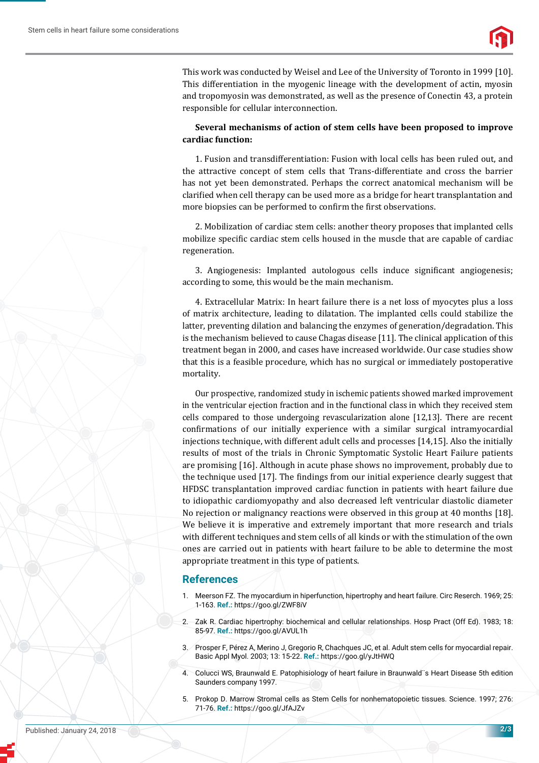This work was conducted by Weisel and Lee of the University of Toronto in 1999 [10]. This differentiation in the myogenic lineage with the development of actin, myosin and tropomyosin was demonstrated, as well as the presence of Conectin 43, a protein responsible for cellular interconnection.

**Several mechanisms of action of stem cells have been proposed to improve cardiac function:**

1. Fusion and transdifferentiation: Fusion with local cells has been ruled out, and the attractive concept of stem cells that Trans-differentiate and cross the barrier has not yet been demonstrated. Perhaps the correct anatomical mechanism will be clarified when cell therapy can be used more as a bridge for heart transplantation and more biopsies can be performed to confirm the first observations.

2. Mobilization of cardiac stem cells: another theory proposes that implanted cells mobilize specific cardiac stem cells housed in the muscle that are capable of cardiac regeneration.

3. Angiogenesis: Implanted autologous cells induce significant angiogenesis; according to some, this would be the main mechanism.

4. Extracellular Matrix: In heart failure there is a net loss of myocytes plus a loss of matrix architecture, leading to dilatation. The implanted cells could stabilize the latter, preventing dilation and balancing the enzymes of generation/degradation. This is the mechanism believed to cause Chagas disease [11]. The clinical application of this treatment began in 2000, and cases have increased worldwide. Our case studies show that this is a feasible procedure, which has no surgical or immediately postoperative mortality.

Our prospective, randomized study in ischemic patients showed marked improvement in the ventricular ejection fraction and in the functional class in which they received stem cells compared to those undergoing revascularization alone [12,13]. There are recent confirmations of our initially experience with a similar surgical intramyocardial injections technique, with different adult cells and processes [14,15]. Also the initially results of most of the trials in Chronic Symptomatic Systolic Heart Failure patients are promising [16]. Although in acute phase shows no improvement, probably due to the technique used [17]. The findings from our initial experience clearly suggest that HFDSC transplantation improved cardiac function in patients with heart failure due to idiopathic cardiomyopathy and also decreased left ventricular diastolic diameter No rejection or malignancy reactions were observed in this group at 40 months [18]. We believe it is imperative and extremely important that more research and trials with different techniques and stem cells of all kinds or with the stimulation of the own ones are carried out in patients with heart failure to be able to determine the most appropriate treatment in this type of patients.

## References

1. Meerson FZ. The myocardium in hiperfunction, hipertrophy and heart failure. Circ Reserch. 1969; 25: 1-163. **Ref.:** https://goo.gl/ZWF8iV
2. Zak R. Cardiac hipertrophy: biochemical and cellular relationships. Hosp Pract (Off Ed). 1983; 18: 85-97. **Ref.:** https://goo.gl/AVUL1h
3. Prosper F, Pérez A, Merino J, Gregorio R, Chachques JC, et al. Adult stem cells for myocardial repair. Basic Appl Myol. 2003; 13: 15-22. **Ref.:** https://goo.gl/yJtHWQ
4. Colucci WS, Braunwald E. Patophisiology of heart failure in Braunwald¨s Heart Disease 5th edition Saunders company 1997.
5. Prokop D. Marrow Stromal cells as Stem Cells for nonhematopoietic tissues. Science. 1997; 276: 71-76. **Ref.:** https://goo.gl/JfAJZv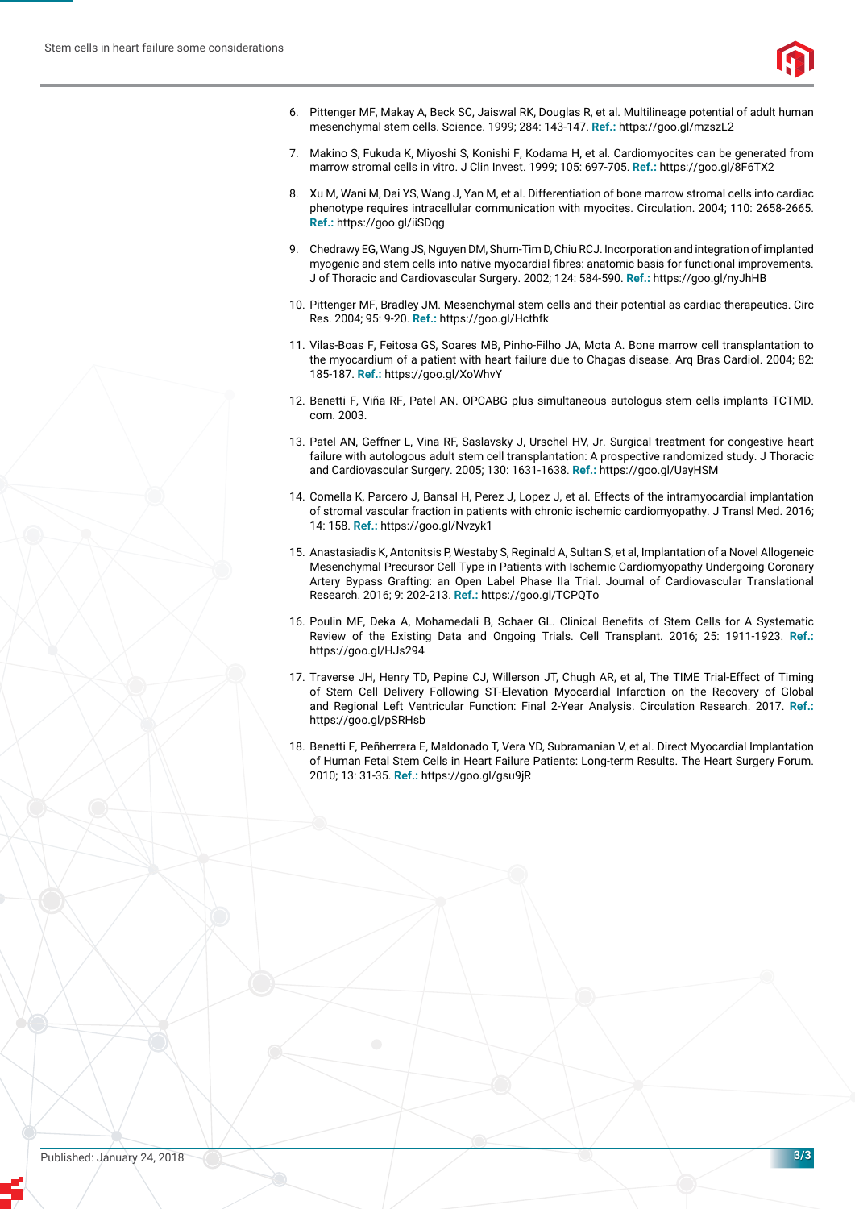6. Pittenger MF, Makay A, Beck SC, Jaiswal RK, Douglas R, et al. Multilineage potential of adult human mesenchymal stem cells. Science. 1999; 284: 143-147. **Ref.:** https://goo.gl/mzszL2

7. Makino S, Fukuda K, Miyoshi S, Konishi F, Kodama H, et al. Cardiomyocites can be generated from marrow stromal cells in vitro. J Clin Invest. 1999; 105: 697-705. **Ref.:** https://goo.gl/8F6TX2

8. Xu M, Wani M, Dai YS, Wang J, Yan M, et al. Differentiation of bone marrow stromal cells into cardiac phenotype requires intracellular communication with myocites. Circulation. 2004; 110: 2658-2665. **Ref.:** https://goo.gl/iiSDqg

9. Chedrawy EG, Wang JS, Nguyen DM, Shum-Tim D, Chiu RCJ. Incorporation and integration of implanted myogenic and stem cells into native myocardial fibres: anatomic basis for functional improvements. J of Thoracic and Cardiovascular Surgery. 2002; 124: 584-590. **Ref.:** https://goo.gl/nyJhHB

10. Pittenger MF, Bradley JM. Mesenchymal stem cells and their potential as cardiac therapeutics. Circ Res. 2004; 95: 9-20. **Ref.:** https://goo.gl/Hcthfk

11. Vilas-Boas F, Feitosa GS, Soares MB, Pinho-Filho JA, Mota A. Bone marrow cell transplantation to the myocardium of a patient with heart failure due to Chagas disease. Arq Bras Cardiol. 2004; 82: 185-187. **Ref.:** https://goo.gl/XoWhvY

12. Benetti F, Viña RF, Patel AN. OPCABG plus simultaneous autologus stem cells implants TCTMD.com. 2003.

13. Patel AN, Geffner L, Vina RF, Saslavsky J, Urschel HV, Jr. Surgical treatment for congestive heart failure with autologous adult stem cell transplantation: A prospective randomized study. J Thoracic and Cardiovascular Surgery. 2005; 130: 1631-1638. **Ref.:** https://goo.gl/UayHSM

14. Comella K, Parcero J, Bansal H, Perez J, Lopez J, et al. Effects of the intramyocardial implantation of stromal vascular fraction in patients with chronic ischemic cardiomyopathy. J Transl Med. 2016; 14: 158. **Ref.:** https://goo.gl/Nvzyk1

15. Anastasiadis K, Antonitsis P, Westaby S, Reginald A, Sultan S, et al, Implantation of a Novel Allogeneic Mesenchymal Precursor Cell Type in Patients with Ischemic Cardiomyopathy Undergoing Coronary Artery Bypass Grafting: an Open Label Phase IIa Trial. Journal of Cardiovascular Translational Research. 2016; 9: 202-213. **Ref.:** https://goo.gl/TCPQTo

16. Poulin MF, Deka A, Mohamedali B, Schaer GL. Clinical Benefits of Stem Cells for A Systematic Review of the Existing Data and Ongoing Trials. Cell Transplant. 2016; 25: 1911-1923. **Ref.:** https://goo.gl/HJs294

17. Traverse JH, Henry TD, Pepine CJ, Willerson JT, Chugh AR, et al, The TIME Trial-Effect of Timing of Stem Cell Delivery Following ST-Elevation Myocardial Infarction on the Recovery of Global and Regional Left Ventricular Function: Final 2-Year Analysis. Circulation Research. 2017. **Ref.:** https://goo.gl/pSRHsb

18. Benetti F, Peñherrera E, Maldonado T, Vera YD, Subramanian V, et al. Direct Myocardial Implantation of Human Fetal Stem Cells in Heart Failure Patients: Long-term Results. The Heart Surgery Forum. 2010; 13: 31-35. **Ref.:** https://goo.gl/gsu9jR